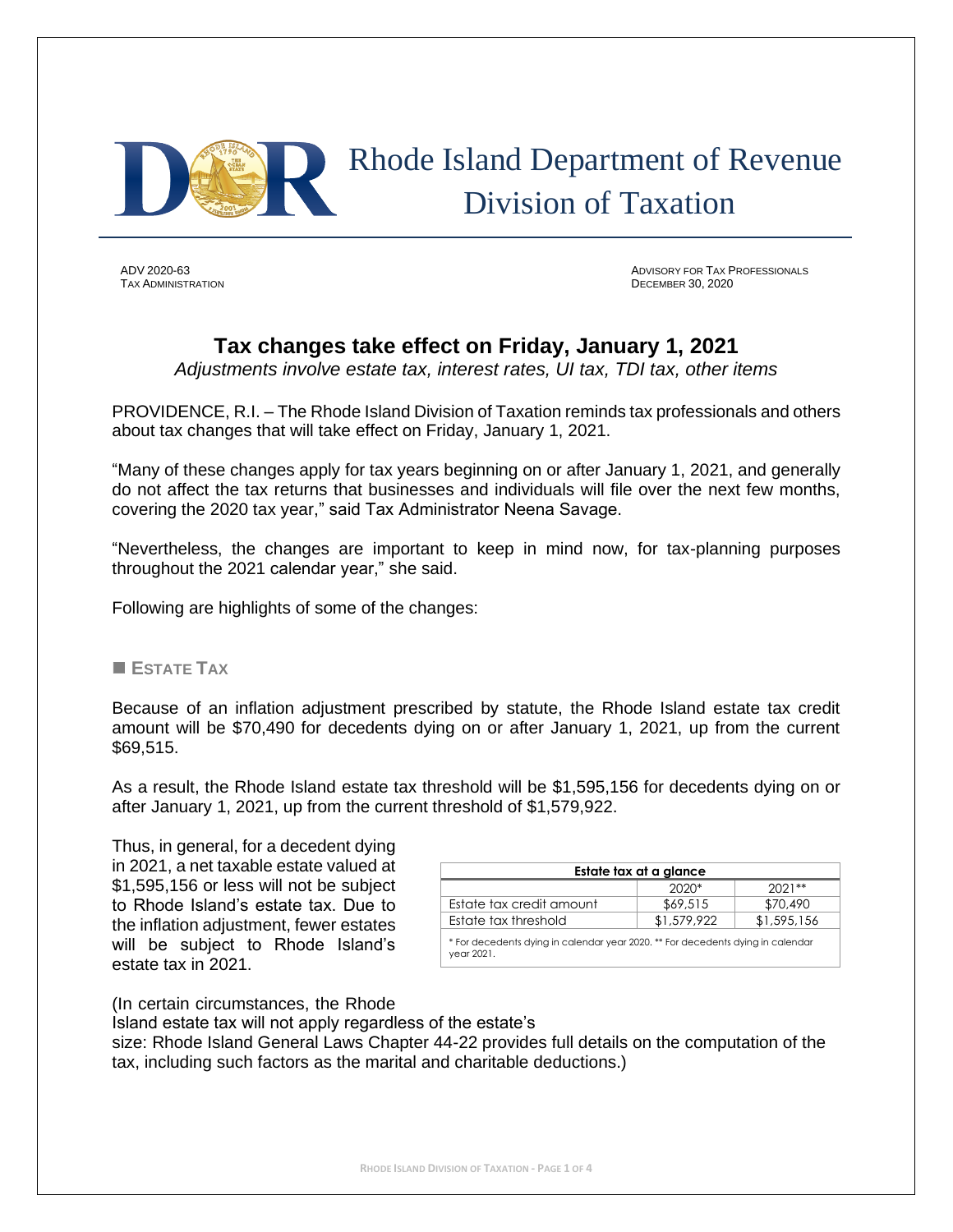# Rhode Island Department of Revenue
## Division of Taxation

ADV 2020-63
TAX ADMINISTRATION

ADVISORY FOR TAX PROFESSIONALS
DECEMBER 30, 2020

## Tax changes take effect on Friday, January 1, 2021

*Adjustments involve estate tax, interest rates, UI tax, TDI tax, other items*

PROVIDENCE, R.I. – The Rhode Island Division of Taxation reminds tax professionals and others about tax changes that will take effect on Friday, January 1, 2021.

"Many of these changes apply for tax years beginning on or after January 1, 2021, and generally do not affect the tax returns that businesses and individuals will file over the next few months, covering the 2020 tax year," said Tax Administrator Neena Savage.

"Nevertheless, the changes are important to keep in mind now, for tax-planning purposes throughout the 2021 calendar year," she said.

Following are highlights of some of the changes:

### ESTATE TAX

Because of an inflation adjustment prescribed by statute, the Rhode Island estate tax credit amount will be $70,490 for decedents dying on or after January 1, 2021, up from the current $69,515.

As a result, the Rhode Island estate tax threshold will be $1,595,156 for decedents dying on or after January 1, 2021, up from the current threshold of $1,579,922.

Thus, in general, for a decedent dying in 2021, a net taxable estate valued at $1,595,156 or less will not be subject to Rhode Island's estate tax. Due to the inflation adjustment, fewer estates will be subject to Rhode Island's estate tax in 2021.

**Estate tax at a glance**

| | 2020* | 2021** |
|---|---|---|
| Estate tax credit amount | $69,515 | $70,490 |
| Estate tax threshold | $1,579,922 | $1,595,156 |

\* For decedents dying in calendar year 2020. ** For decedents dying in calendar year 2021.

(In certain circumstances, the Rhode Island estate tax will not apply regardless of the estate's size: Rhode Island General Laws Chapter 44-22 provides full details on the computation of the tax, including such factors as the marital and charitable deductions.)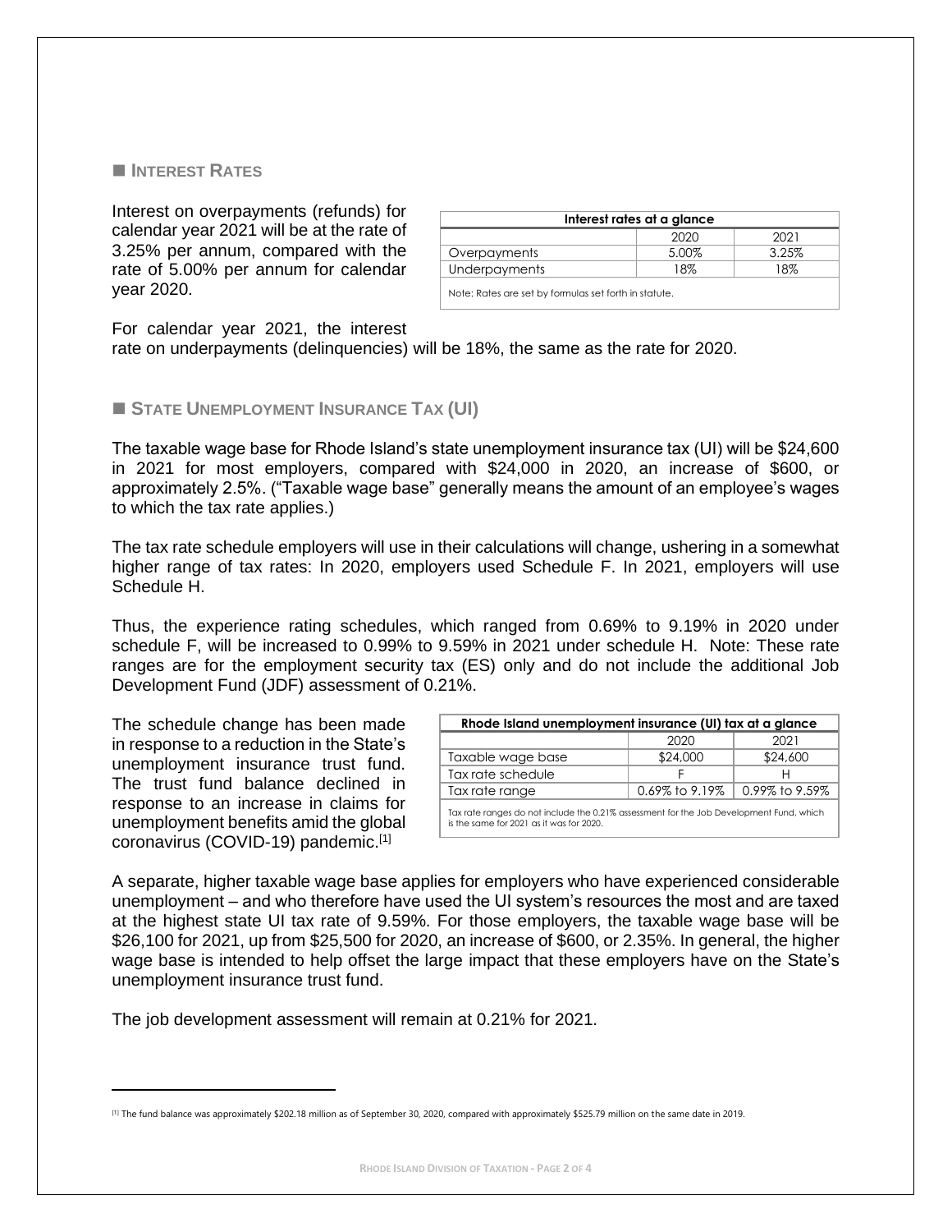## ■ Interest Rates

Interest on overpayments (refunds) for calendar year 2021 will be at the rate of 3.25% per annum, compared with the rate of 5.00% per annum for calendar year 2020.

| Interest rates at a glance | | |
|---|---|---|
| | 2020 | 2021 |
| Overpayments | 5.00% | 3.25% |
| Underpayments | 18% | 18% |

Note: Rates are set by formulas set forth in statute.

For calendar year 2021, the interest rate on underpayments (delinquencies) will be 18%, the same as the rate for 2020.

## ■ State Unemployment Insurance Tax (UI)

The taxable wage base for Rhode Island's state unemployment insurance tax (UI) will be $24,600 in 2021 for most employers, compared with $24,000 in 2020, an increase of $600, or approximately 2.5%. ("Taxable wage base" generally means the amount of an employee's wages to which the tax rate applies.)

The tax rate schedule employers will use in their calculations will change, ushering in a somewhat higher range of tax rates: In 2020, employers used Schedule F. In 2021, employers will use Schedule H.

Thus, the experience rating schedules, which ranged from 0.69% to 9.19% in 2020 under schedule F, will be increased to 0.99% to 9.59% in 2021 under schedule H. Note: These rate ranges are for the employment security tax (ES) only and do not include the additional Job Development Fund (JDF) assessment of 0.21%.

The schedule change has been made in response to a reduction in the State's unemployment insurance trust fund. The trust fund balance declined in response to an increase in claims for unemployment benefits amid the global coronavirus (COVID-19) pandemic.[1]

| Rhode Island unemployment insurance (UI) tax at a glance | | |
|---|---|---|
| | 2020 | 2021 |
| Taxable wage base | $24,000 | $24,600 |
| Tax rate schedule | F | H |
| Tax rate range | 0.69% to 9.19% | 0.99% to 9.59% |

Tax rate ranges do not include the 0.21% assessment for the Job Development Fund, which is the same for 2021 as it was for 2020.

A separate, higher taxable wage base applies for employers who have experienced considerable unemployment – and who therefore have used the UI system's resources the most and are taxed at the highest state UI tax rate of 9.59%. For those employers, the taxable wage base will be $26,100 for 2021, up from $25,500 for 2020, an increase of $600, or 2.35%. In general, the higher wage base is intended to help offset the large impact that these employers have on the State's unemployment insurance trust fund.

The job development assessment will remain at 0.21% for 2021.

---

[1] The fund balance was approximately $202.18 million as of September 30, 2020, compared with approximately $525.79 million on the same date in 2019.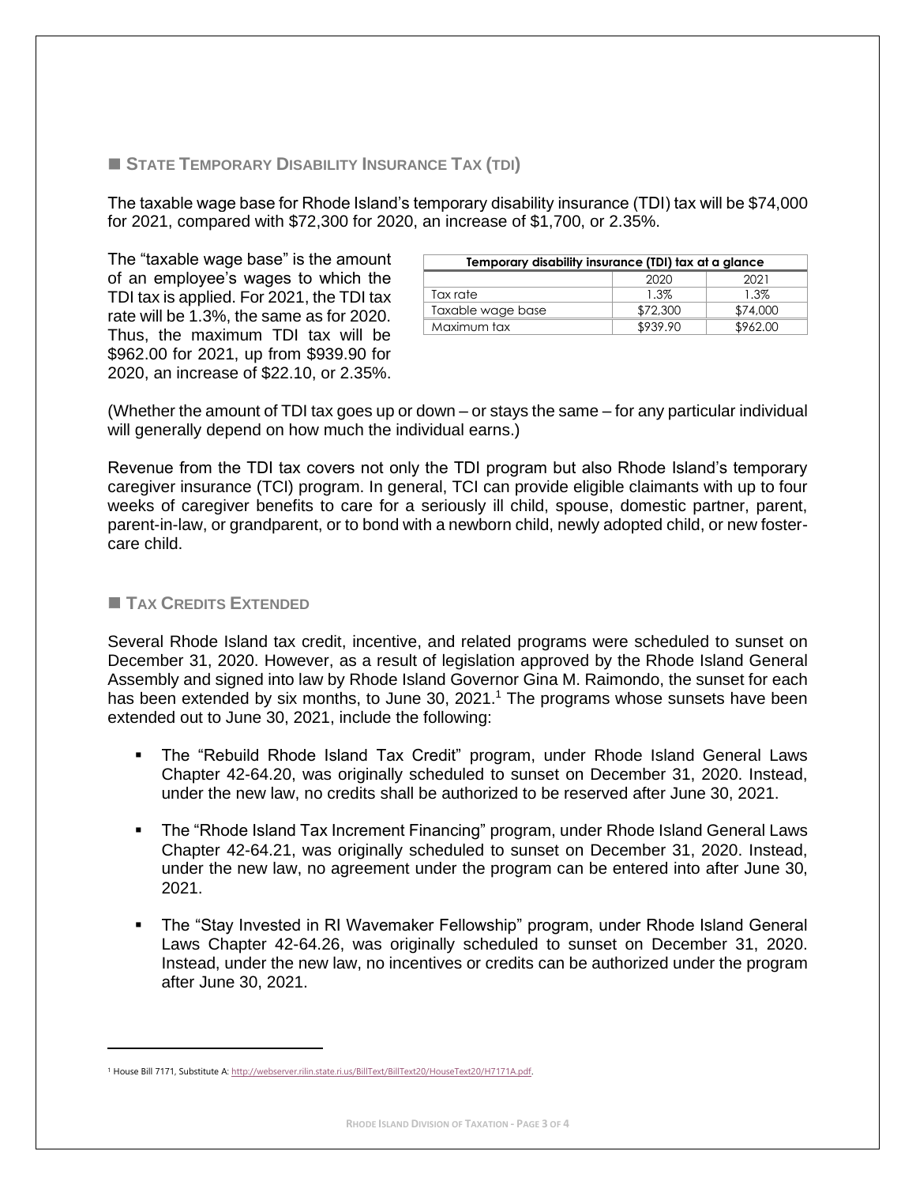## ■ STATE TEMPORARY DISABILITY INSURANCE TAX (TDI)

The taxable wage base for Rhode Island's temporary disability insurance (TDI) tax will be $74,000 for 2021, compared with $72,300 for 2020, an increase of $1,700, or 2.35%.

The "taxable wage base" is the amount of an employee's wages to which the TDI tax is applied. For 2021, the TDI tax rate will be 1.3%, the same as for 2020. Thus, the maximum TDI tax will be $962.00 for 2021, up from $939.90 for 2020, an increase of $22.10, or 2.35%.

| Temporary disability insurance (TDI) tax at a glance | | |
|---|---|---|
| | 2020 | 2021 |
| Tax rate | 1.3% | 1.3% |
| Taxable wage base | $72,300 | $74,000 |
| Maximum tax | $939.90 | $962.00 |

(Whether the amount of TDI tax goes up or down – or stays the same – for any particular individual will generally depend on how much the individual earns.)

Revenue from the TDI tax covers not only the TDI program but also Rhode Island's temporary caregiver insurance (TCI) program. In general, TCI can provide eligible claimants with up to four weeks of caregiver benefits to care for a seriously ill child, spouse, domestic partner, parent, parent-in-law, or grandparent, or to bond with a newborn child, newly adopted child, or new foster-care child.

## ■ TAX CREDITS EXTENDED

Several Rhode Island tax credit, incentive, and related programs were scheduled to sunset on December 31, 2020. However, as a result of legislation approved by the Rhode Island General Assembly and signed into law by Rhode Island Governor Gina M. Raimondo, the sunset for each has been extended by six months, to June 30, 2021.[1] The programs whose sunsets have been extended out to June 30, 2021, include the following:

- The "Rebuild Rhode Island Tax Credit" program, under Rhode Island General Laws Chapter 42-64.20, was originally scheduled to sunset on December 31, 2020. Instead, under the new law, no credits shall be authorized to be reserved after June 30, 2021.
- The "Rhode Island Tax Increment Financing" program, under Rhode Island General Laws Chapter 42-64.21, was originally scheduled to sunset on December 31, 2020. Instead, under the new law, no agreement under the program can be entered into after June 30, 2021.
- The "Stay Invested in RI Wavemaker Fellowship" program, under Rhode Island General Laws Chapter 42-64.26, was originally scheduled to sunset on December 31, 2020. Instead, under the new law, no incentives or credits can be authorized under the program after June 30, 2021.

[1] House Bill 7171, Substitute A: http://webserver.rilin.state.ri.us/BillText/BillText20/HouseText20/H7171A.pdf.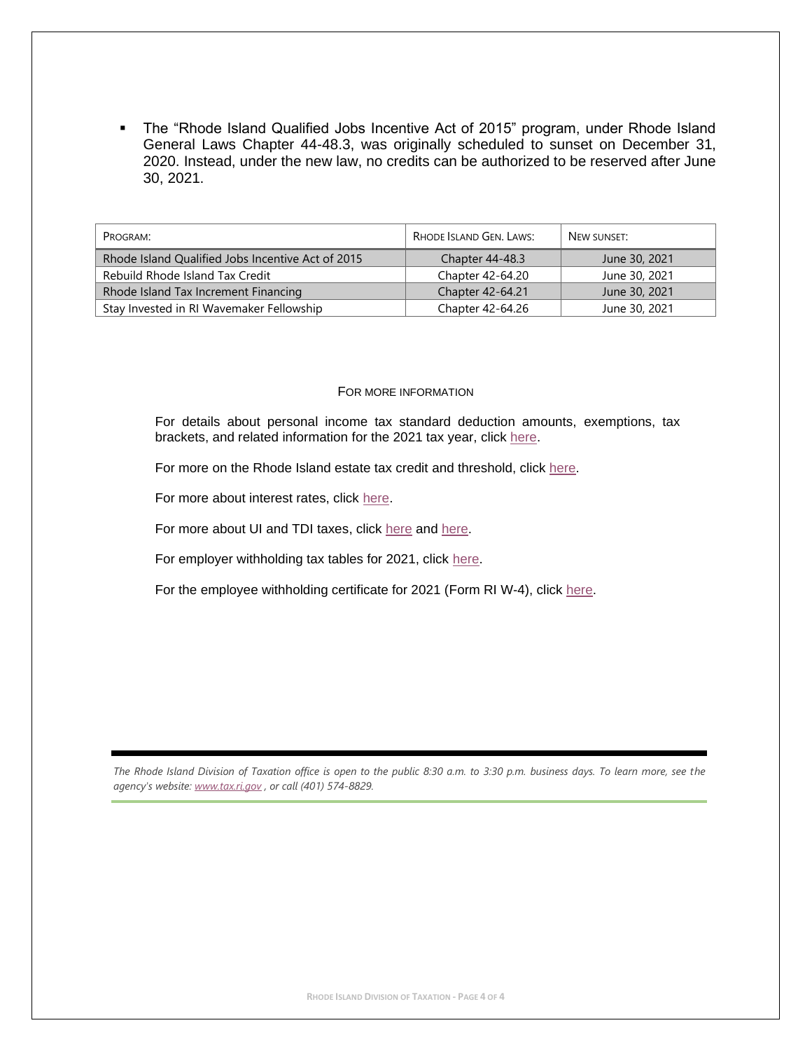- The "Rhode Island Qualified Jobs Incentive Act of 2015" program, under Rhode Island General Laws Chapter 44-48.3, was originally scheduled to sunset on December 31, 2020. Instead, under the new law, no credits can be authorized to be reserved after June 30, 2021.

| Program: | Rhode Island Gen. Laws: | New sunset: |
|---|---|---|
| Rhode Island Qualified Jobs Incentive Act of 2015 | Chapter 44-48.3 | June 30, 2021 |
| Rebuild Rhode Island Tax Credit | Chapter 42-64.20 | June 30, 2021 |
| Rhode Island Tax Increment Financing | Chapter 42-64.21 | June 30, 2021 |
| Stay Invested in RI Wavemaker Fellowship | Chapter 42-64.26 | June 30, 2021 |

## For more information

For details about personal income tax standard deduction amounts, exemptions, tax brackets, and related information for the 2021 tax year, click here.

For more on the Rhode Island estate tax credit and threshold, click here.

For more about interest rates, click here.

For more about UI and TDI taxes, click here and here.

For employer withholding tax tables for 2021, click here.

For the employee withholding certificate for 2021 (Form RI W-4), click here.

*The Rhode Island Division of Taxation office is open to the public 8:30 a.m. to 3:30 p.m. business days. To learn more, see the agency's website: www.tax.ri.gov , or call (401) 574-8829.*